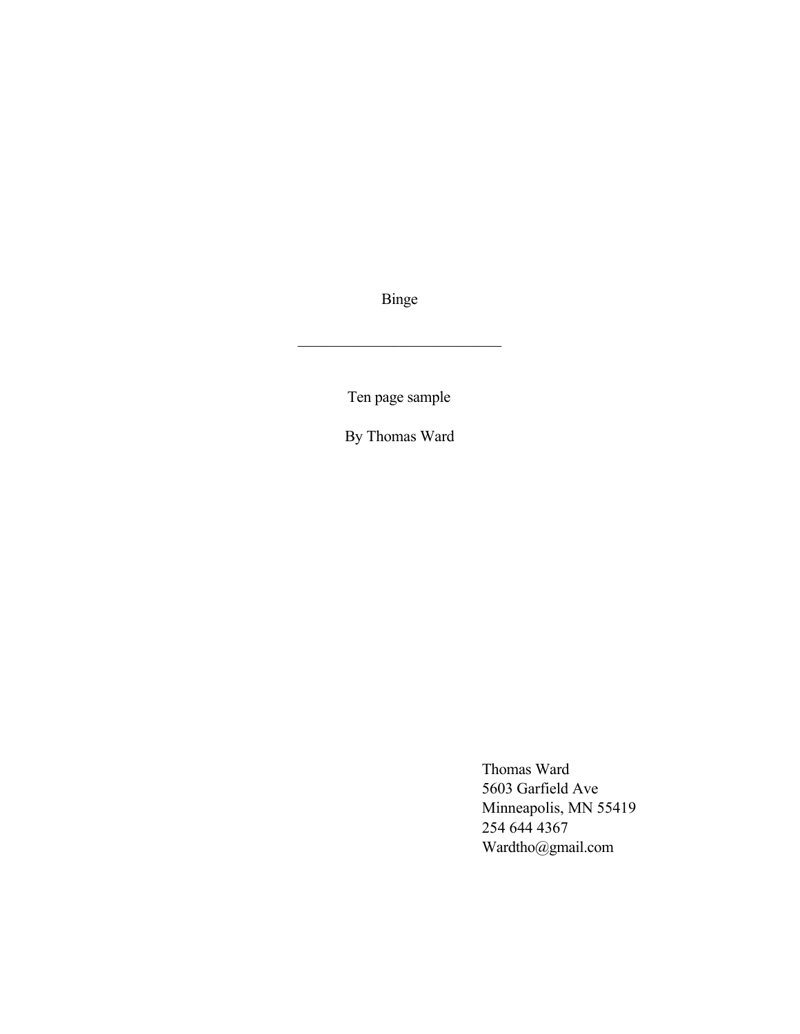# Binge

---

Ten page sample

By Thomas Ward

Thomas Ward
5603 Garfield Ave
Minneapolis, MN 55419
254 644 4367
Wardtho@gmail.com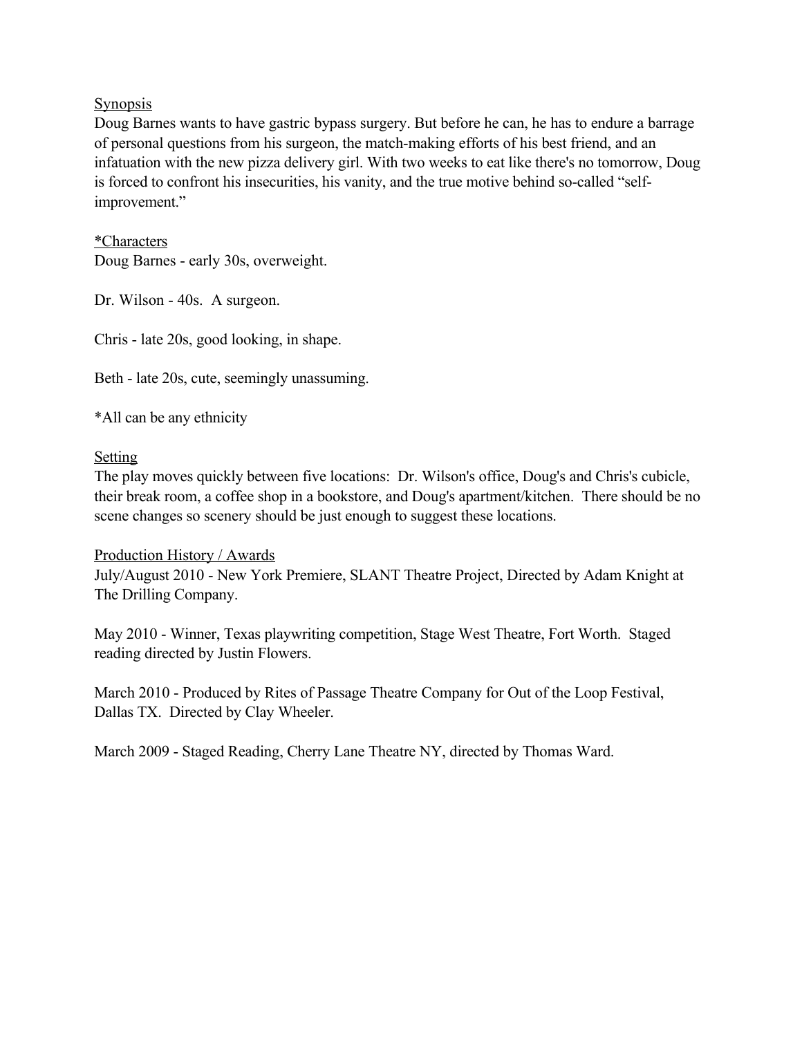## Synopsis

Doug Barnes wants to have gastric bypass surgery. But before he can, he has to endure a barrage of personal questions from his surgeon, the match-making efforts of his best friend, and an infatuation with the new pizza delivery girl. With two weeks to eat like there's no tomorrow, Doug is forced to confront his insecurities, his vanity, and the true motive behind so-called "self-improvement."

## *Characters

Doug Barnes - early 30s, overweight.

Dr. Wilson - 40s. A surgeon.

Chris - late 20s, good looking, in shape.

Beth - late 20s, cute, seemingly unassuming.

*All can be any ethnicity

## Setting

The play moves quickly between five locations: Dr. Wilson's office, Doug's and Chris's cubicle, their break room, a coffee shop in a bookstore, and Doug's apartment/kitchen. There should be no scene changes so scenery should be just enough to suggest these locations.

## Production History / Awards

July/August 2010 - New York Premiere, SLANT Theatre Project, Directed by Adam Knight at The Drilling Company.

May 2010 - Winner, Texas playwriting competition, Stage West Theatre, Fort Worth. Staged reading directed by Justin Flowers.

March 2010 - Produced by Rites of Passage Theatre Company for Out of the Loop Festival, Dallas TX. Directed by Clay Wheeler.

March 2009 - Staged Reading, Cherry Lane Theatre NY, directed by Thomas Ward.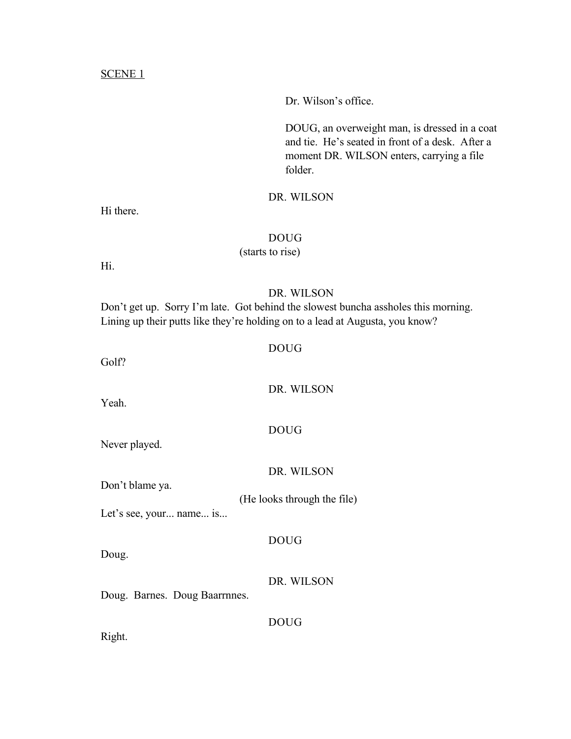SCENE 1

Dr. Wilson's office.

DOUG, an overweight man, is dressed in a coat and tie. He's seated in front of a desk. After a moment DR. WILSON enters, carrying a file folder.

DR. WILSON

Hi there.

DOUG

(starts to rise)

Hi.

DR. WILSON

Don't get up. Sorry I'm late. Got behind the slowest buncha assholes this morning. Lining up their putts like they're holding on to a lead at Augusta, you know?

DOUG

Golf?

DR. WILSON

Yeah.

DOUG

Never played.

DR. WILSON

Don't blame ya.

(He looks through the file)

Let's see, your... name... is...

DOUG

Doug.

DR. WILSON

Doug. Barnes. Doug Baarrnnes.

DOUG

Right.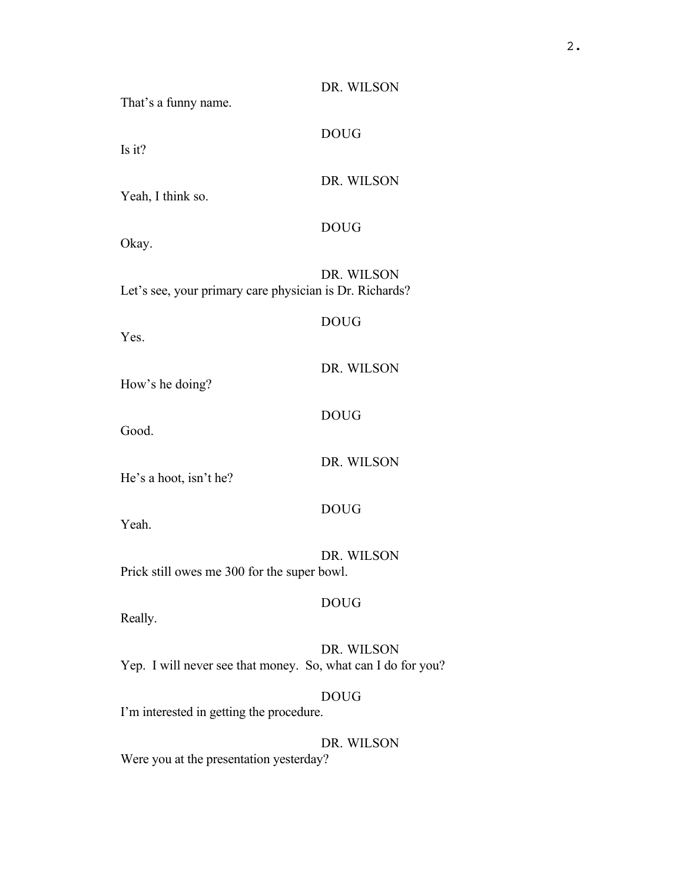DR. WILSON

That's a funny name.

DOUG

Is it?

DR. WILSON

Yeah, I think so.

DOUG

Okay.

DR. WILSON

Let's see, your primary care physician is Dr. Richards?

DOUG

Yes.

DR. WILSON

How's he doing?

DOUG

Good.

DR. WILSON

He's a hoot, isn't he?

DOUG

Yeah.

DR. WILSON

Prick still owes me 300 for the super bowl.

DOUG

Really.

DR. WILSON

Yep.  I will never see that money.  So, what can I do for you?

DOUG

I'm interested in getting the procedure.

DR. WILSON

Were you at the presentation yesterday?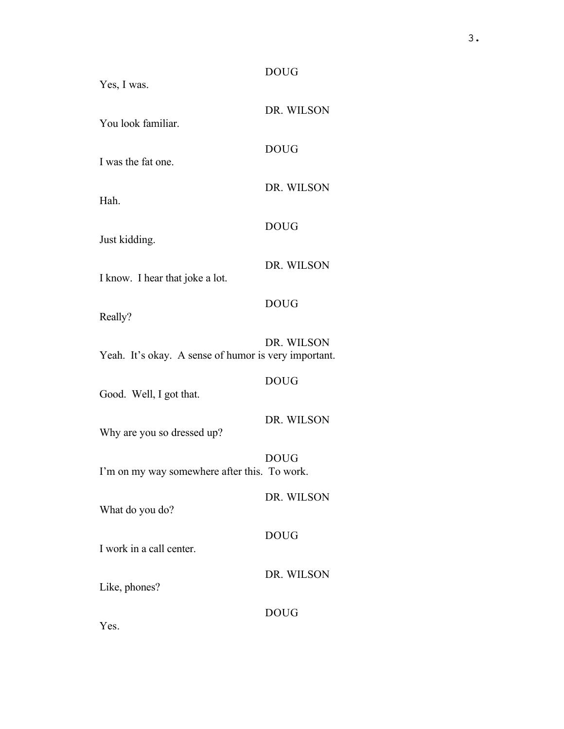DOUG

Yes, I was.

DR. WILSON

You look familiar.

DOUG

I was the fat one.

DR. WILSON

Hah.

DOUG

Just kidding.

DR. WILSON

I know. I hear that joke a lot.

DOUG

Really?

DR. WILSON

Yeah. It's okay. A sense of humor is very important.

DOUG

Good. Well, I got that.

DR. WILSON

Why are you so dressed up?

DOUG

I'm on my way somewhere after this. To work.

DR. WILSON

What do you do?

DOUG

I work in a call center.

DR. WILSON

Like, phones?

DOUG

Yes.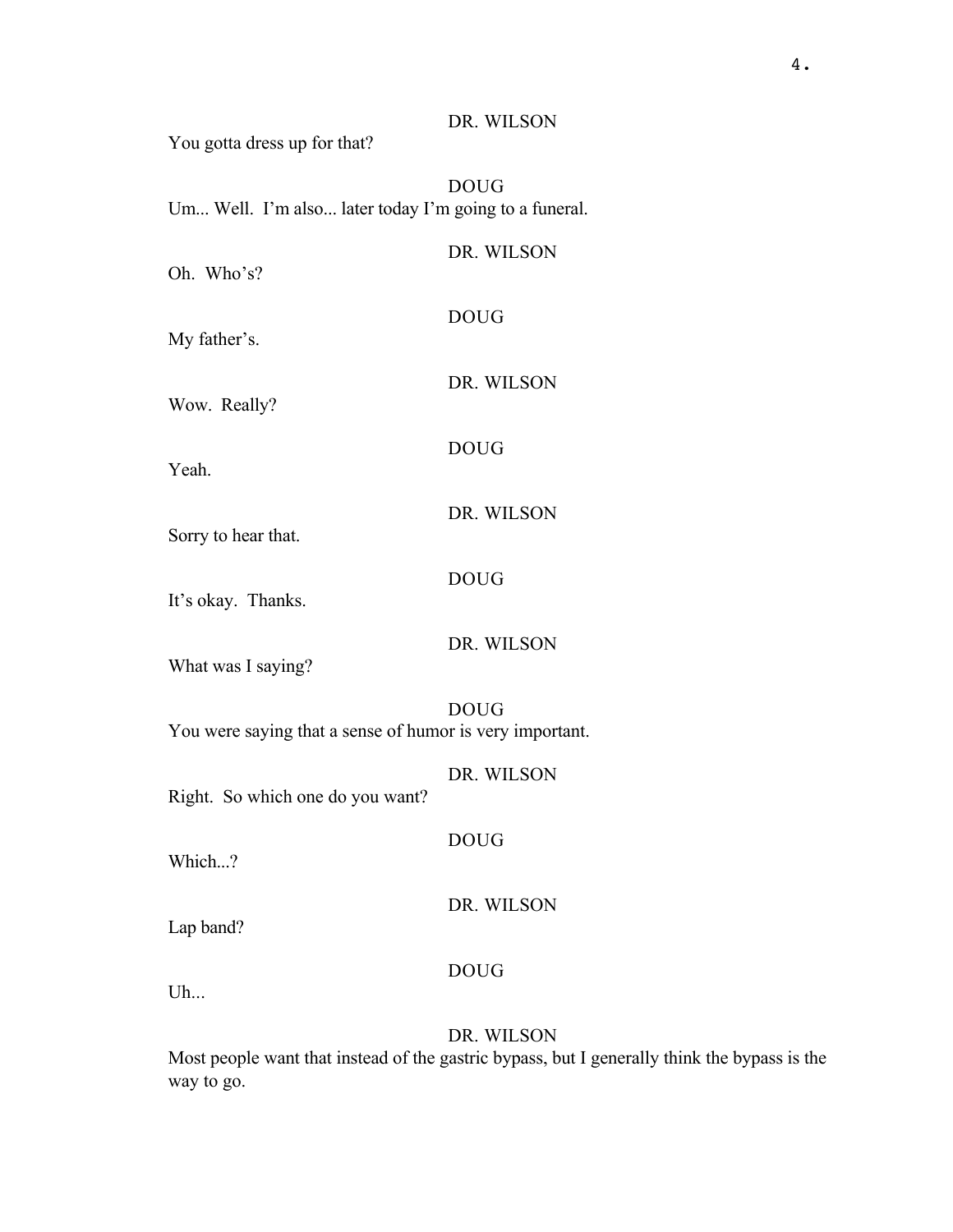DR. WILSON

You gotta dress up for that?

DOUG

Um... Well. I'm also... later today I'm going to a funeral.

DR. WILSON

Oh. Who's?

DOUG

My father's.

DR. WILSON

Wow. Really?

DOUG

Yeah.

DR. WILSON

Sorry to hear that.

DOUG

It's okay. Thanks.

DR. WILSON

What was I saying?

DOUG

You were saying that a sense of humor is very important.

DR. WILSON

Right. So which one do you want?

DOUG

Which...?

DR. WILSON

Lap band?

DOUG

Uh...

DR. WILSON

Most people want that instead of the gastric bypass, but I generally think the bypass is the way to go.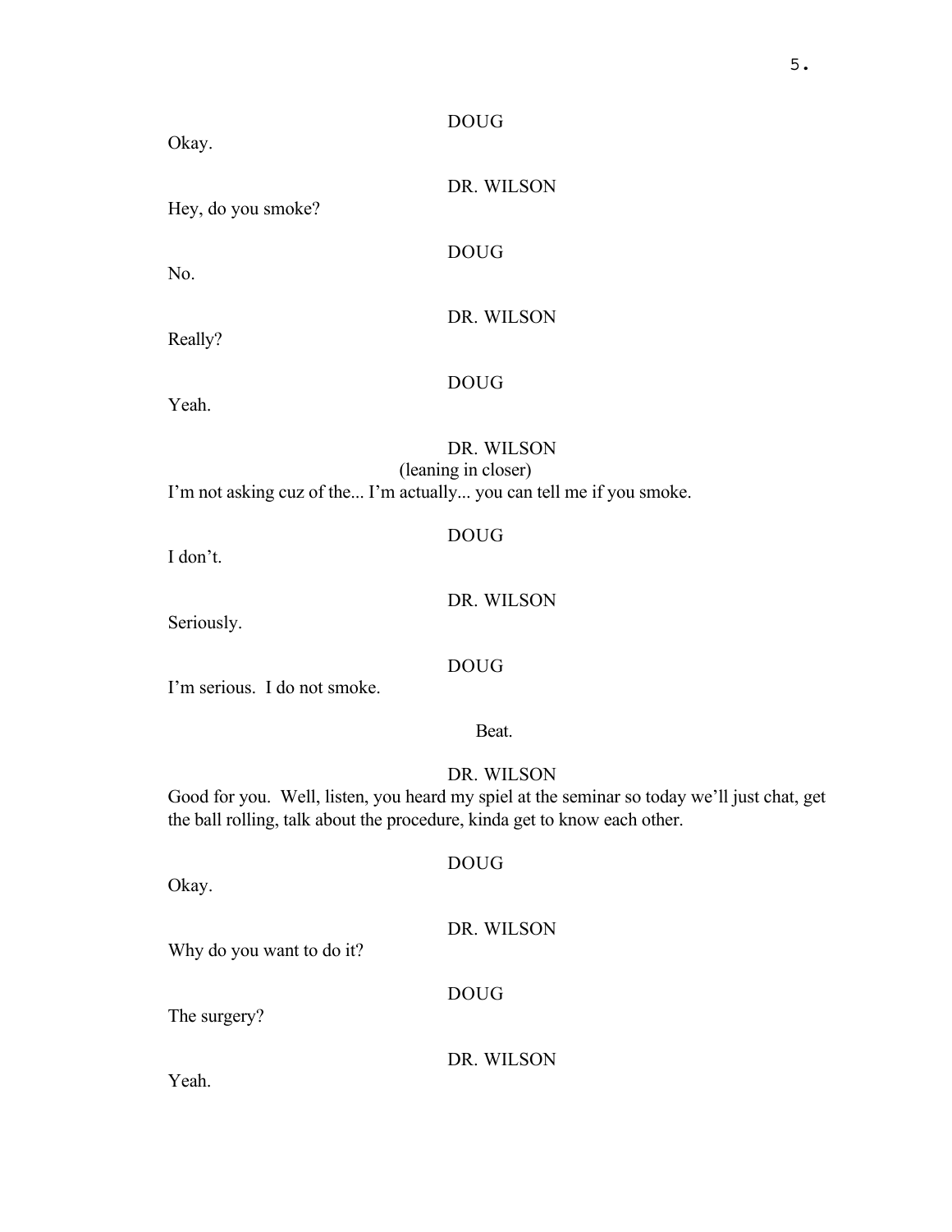DOUG

Okay.

DR. WILSON

Hey, do you smoke?

DOUG

No.

DR. WILSON

Really?

DOUG

Yeah.

DR. WILSON

(leaning in closer)

I'm not asking cuz of the... I'm actually... you can tell me if you smoke.

DOUG

I don't.

DR. WILSON

Seriously.

DOUG

I'm serious. I do not smoke.

Beat.

DR. WILSON

Good for you. Well, listen, you heard my spiel at the seminar so today we'll just chat, get the ball rolling, talk about the procedure, kinda get to know each other.

DOUG

Okay.

DR. WILSON

Why do you want to do it?

DOUG

The surgery?

DR. WILSON

Yeah.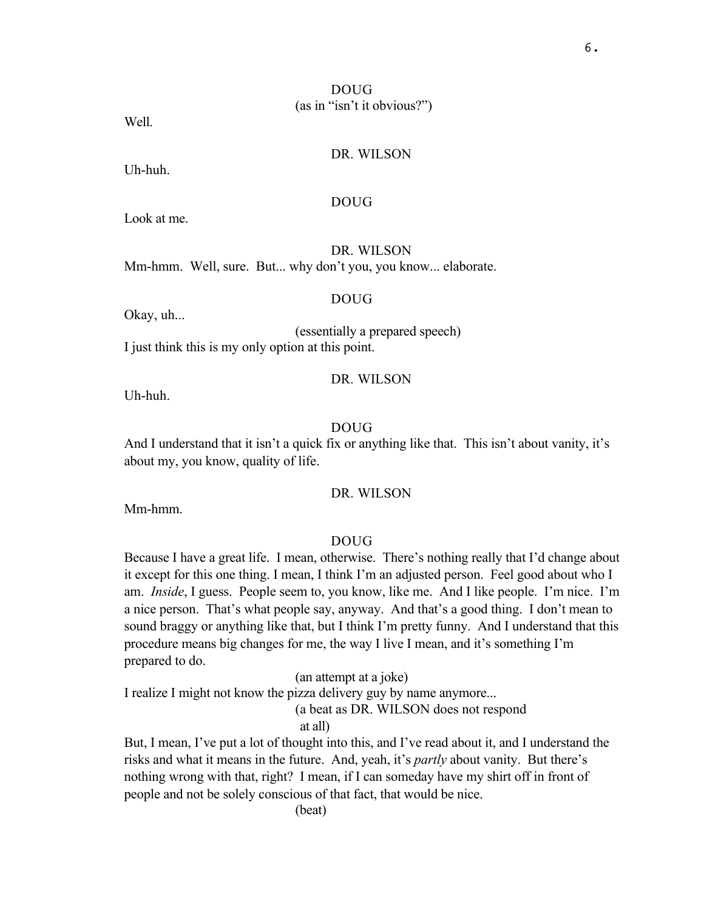DOUG

(as in "isn't it obvious?")

Well.

DR. WILSON

Uh-huh.

DOUG

Look at me.

DR. WILSON

Mm-hmm. Well, sure. But... why don't you, you know... elaborate.

DOUG

Okay, uh...

(essentially a prepared speech)

I just think this is my only option at this point.

DR. WILSON

Uh-huh.

DOUG

And I understand that it isn't a quick fix or anything like that. This isn't about vanity, it's about my, you know, quality of life.

DR. WILSON

Mm-hmm.

DOUG

Because I have a great life. I mean, otherwise. There's nothing really that I'd change about it except for this one thing. I mean, I think I'm an adjusted person. Feel good about who I am. *Inside*, I guess. People seem to, you know, like me. And I like people. I'm nice. I'm a nice person. That's what people say, anyway. And that's a good thing. I don't mean to sound braggy or anything like that, but I think I'm pretty funny. And I understand that this procedure means big changes for me, the way I live I mean, and it's something I'm prepared to do.

(an attempt at a joke)

I realize I might not know the pizza delivery guy by name anymore...

(a beat as DR. WILSON does not respond at all)

But, I mean, I've put a lot of thought into this, and I've read about it, and I understand the risks and what it means in the future. And, yeah, it's *partly* about vanity. But there's nothing wrong with that, right? I mean, if I can someday have my shirt off in front of people and not be solely conscious of that fact, that would be nice.

(beat)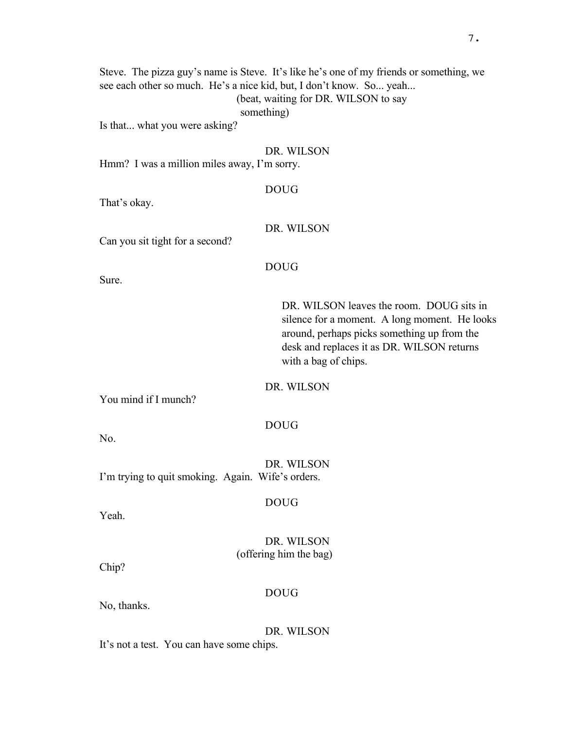Steve. The pizza guy's name is Steve. It's like he's one of my friends or something, we see each other so much. He's a nice kid, but, I don't know. So... yeah...

(beat, waiting for DR. WILSON to say something)

Is that... what you were asking?

DR. WILSON

Hmm? I was a million miles away, I'm sorry.

DOUG

That's okay.

DR. WILSON

Can you sit tight for a second?

DOUG

Sure.

DR. WILSON leaves the room. DOUG sits in silence for a moment. A long moment. He looks around, perhaps picks something up from the desk and replaces it as DR. WILSON returns with a bag of chips.

DR. WILSON

You mind if I munch?

DOUG

No.

DR. WILSON

I'm trying to quit smoking. Again. Wife's orders.

DOUG

Yeah.

DR. WILSON

(offering him the bag)

Chip?

DOUG

No, thanks.

DR. WILSON

It's not a test. You can have some chips.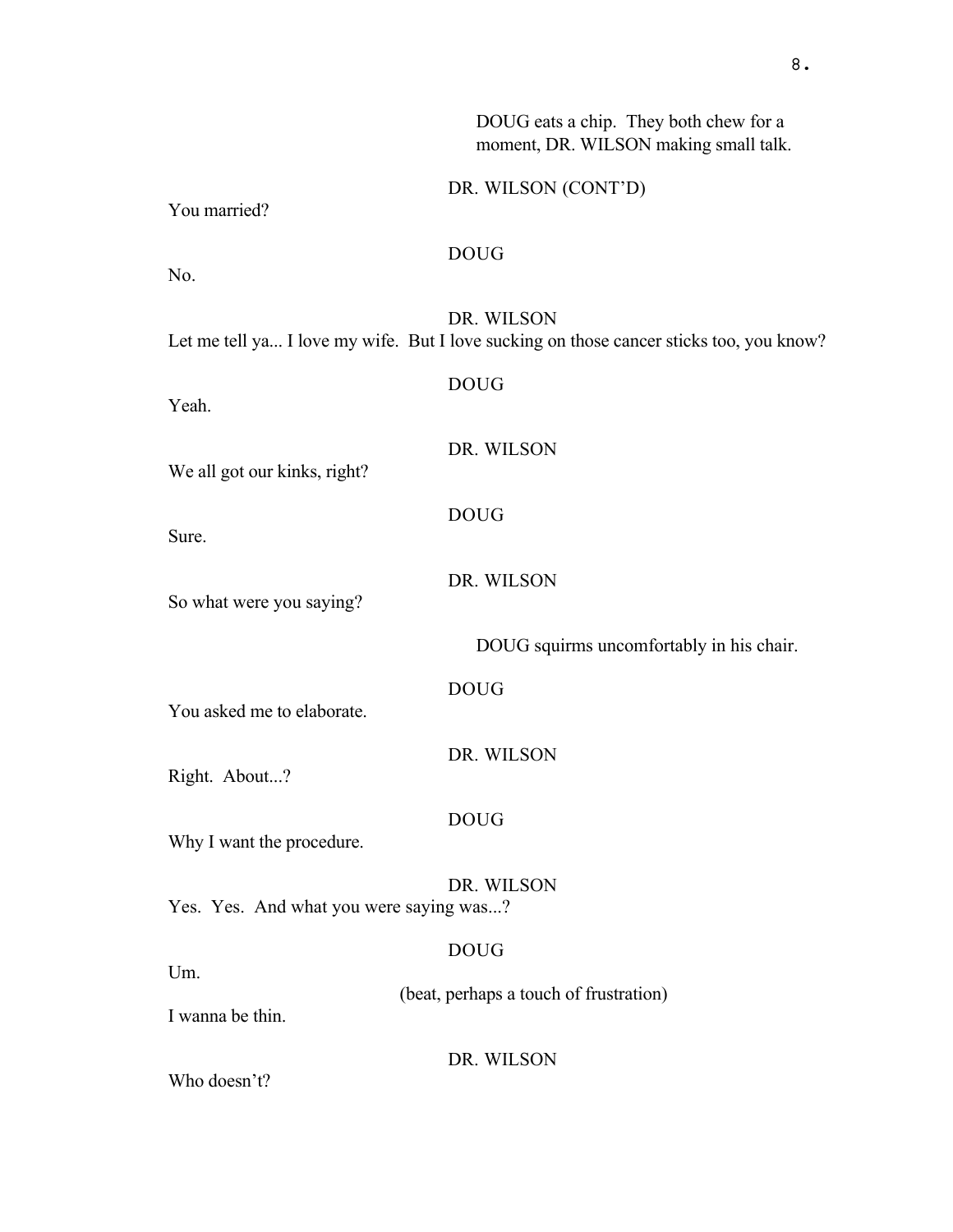DOUG eats a chip. They both chew for a moment, DR. WILSON making small talk.

DR. WILSON (CONT'D)

You married?

DOUG

No.

DR. WILSON

Let me tell ya... I love my wife. But I love sucking on those cancer sticks too, you know?

DOUG

Yeah.

DR. WILSON

We all got our kinks, right?

DOUG

Sure.

DR. WILSON

So what were you saying?

DOUG squirms uncomfortably in his chair.

DOUG

You asked me to elaborate.

DR. WILSON

Right. About...?

DOUG

Why I want the procedure.

DR. WILSON

Yes. Yes. And what you were saying was...?

DOUG

Um.

(beat, perhaps a touch of frustration)

I wanna be thin.

DR. WILSON

Who doesn't?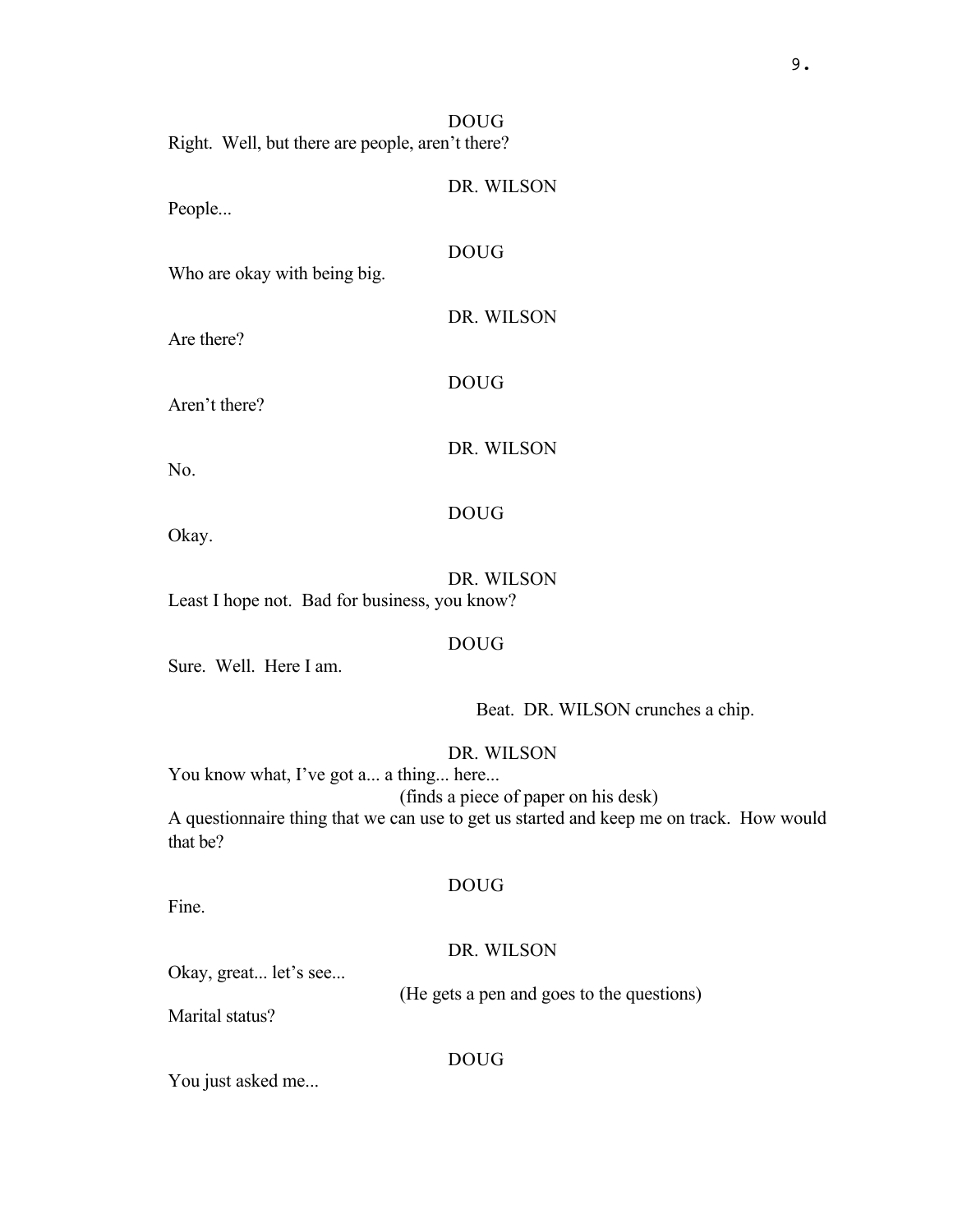DOUG

Right. Well, but there are people, aren't there?

DR. WILSON

People...

DOUG

Who are okay with being big.

DR. WILSON

Are there?

DOUG

Aren't there?

DR. WILSON

No.

DOUG

Okay.

DR. WILSON

Least I hope not. Bad for business, you know?

DOUG

Sure. Well. Here I am.

Beat. DR. WILSON crunches a chip.

DR. WILSON

You know what, I've got a... a thing... here...

(finds a piece of paper on his desk)

A questionnaire thing that we can use to get us started and keep me on track. How would that be?

DOUG

Fine.

DR. WILSON

Okay, great... let's see...

(He gets a pen and goes to the questions)

Marital status?

DOUG

You just asked me...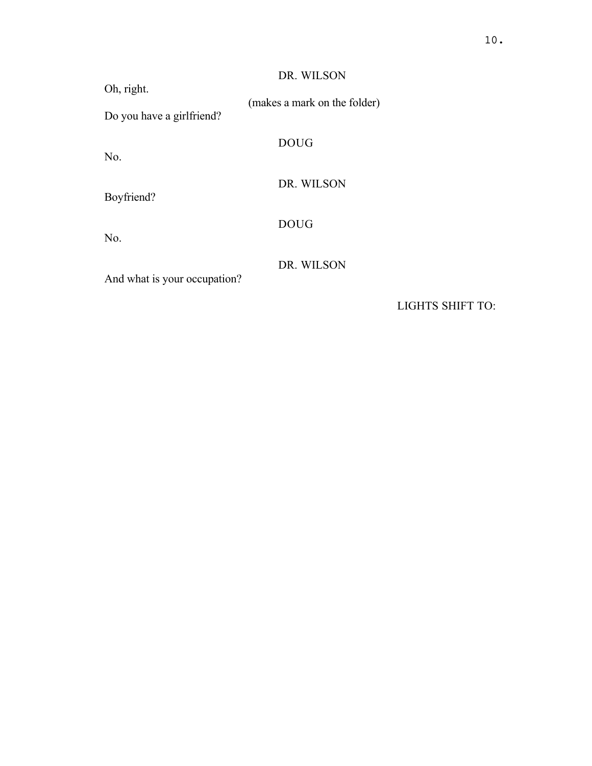DR. WILSON

Oh, right.

(makes a mark on the folder)

Do you have a girlfriend?

DOUG

No.

DR. WILSON

Boyfriend?

DOUG

No.

DR. WILSON

And what is your occupation?

LIGHTS SHIFT TO: